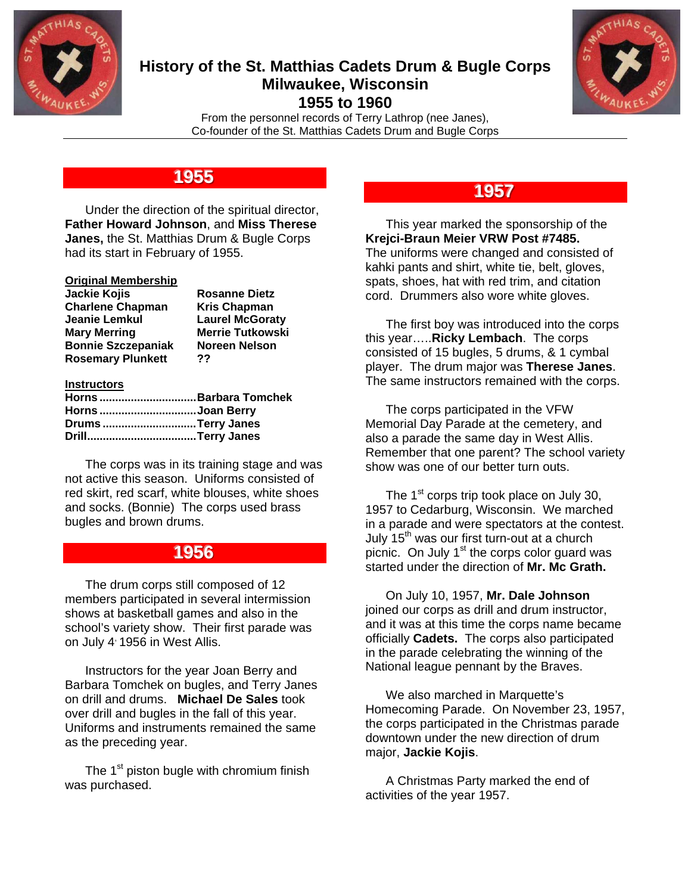# History of the St. Matthias Cadets Drum & Bugle Corps Milwaukee, Wisconsin 1955 to 1960

From the personnel records of Terry Lathrop (nee Janes),
Co-founder of the St. Matthias Cadets Drum and Bugle Corps

## 1955

Under the direction of the spiritual director, **Father Howard Johnson**, and **Miss Therese Janes,** the St. Matthias Drum & Bugle Corps had its start in February of 1955.

**Original Membership**

| | |
|---|---|
| **Jackie Kojis** | **Rosanne Dietz** |
| **Charlene Chapman** | **Kris Chapman** |
| **Jeanie Lemkul** | **Laurel McGoraty** |
| **Mary Merring** | **Merrie Tutkowski** |
| **Bonnie Szczepaniak** | **Noreen Nelson** |
| **Rosemary Plunkett** | **??** |

**Instructors**

**Horns ............................... Barbara Tomchek**
**Horns ............................... Joan Berry**
**Drums .............................. Terry Janes**
**Drill.................................. Terry Janes**

The corps was in its training stage and was not active this season. Uniforms consisted of red skirt, red scarf, white blouses, white shoes and socks. (Bonnie) The corps used brass bugles and brown drums.

## 1956

The drum corps still composed of 12 members participated in several intermission shows at basketball games and also in the school's variety show. Their first parade was on July 4' 1956 in West Allis.

Instructors for the year Joan Berry and Barbara Tomchek on bugles, and Terry Janes on drill and drums. **Michael De Sales** took over drill and bugles in the fall of this year. Uniforms and instruments remained the same as the preceding year.

The 1st piston bugle with chromium finish was purchased.

## 1957

This year marked the sponsorship of the **Krejci-Braun Meier VRW Post #7485.** The uniforms were changed and consisted of kahki pants and shirt, white tie, belt, gloves, spats, shoes, hat with red trim, and citation cord. Drummers also wore white gloves.

The first boy was introduced into the corps this year…..**Ricky Lembach**. The corps consisted of 15 bugles, 5 drums, & 1 cymbal player. The drum major was **Therese Janes**. The same instructors remained with the corps.

The corps participated in the VFW Memorial Day Parade at the cemetery, and also a parade the same day in West Allis. Remember that one parent? The school variety show was one of our better turn outs.

The 1st corps trip took place on July 30, 1957 to Cedarburg, Wisconsin. We marched in a parade and were spectators at the contest. July 15th was our first turn-out at a church picnic. On July 1st the corps color guard was started under the direction of **Mr. Mc Grath.**

On July 10, 1957, **Mr. Dale Johnson** joined our corps as drill and drum instructor, and it was at this time the corps name became officially **Cadets.** The corps also participated in the parade celebrating the winning of the National league pennant by the Braves.

We also marched in Marquette's Homecoming Parade. On November 23, 1957, the corps participated in the Christmas parade downtown under the new direction of drum major, **Jackie Kojis**.

A Christmas Party marked the end of activities of the year 1957.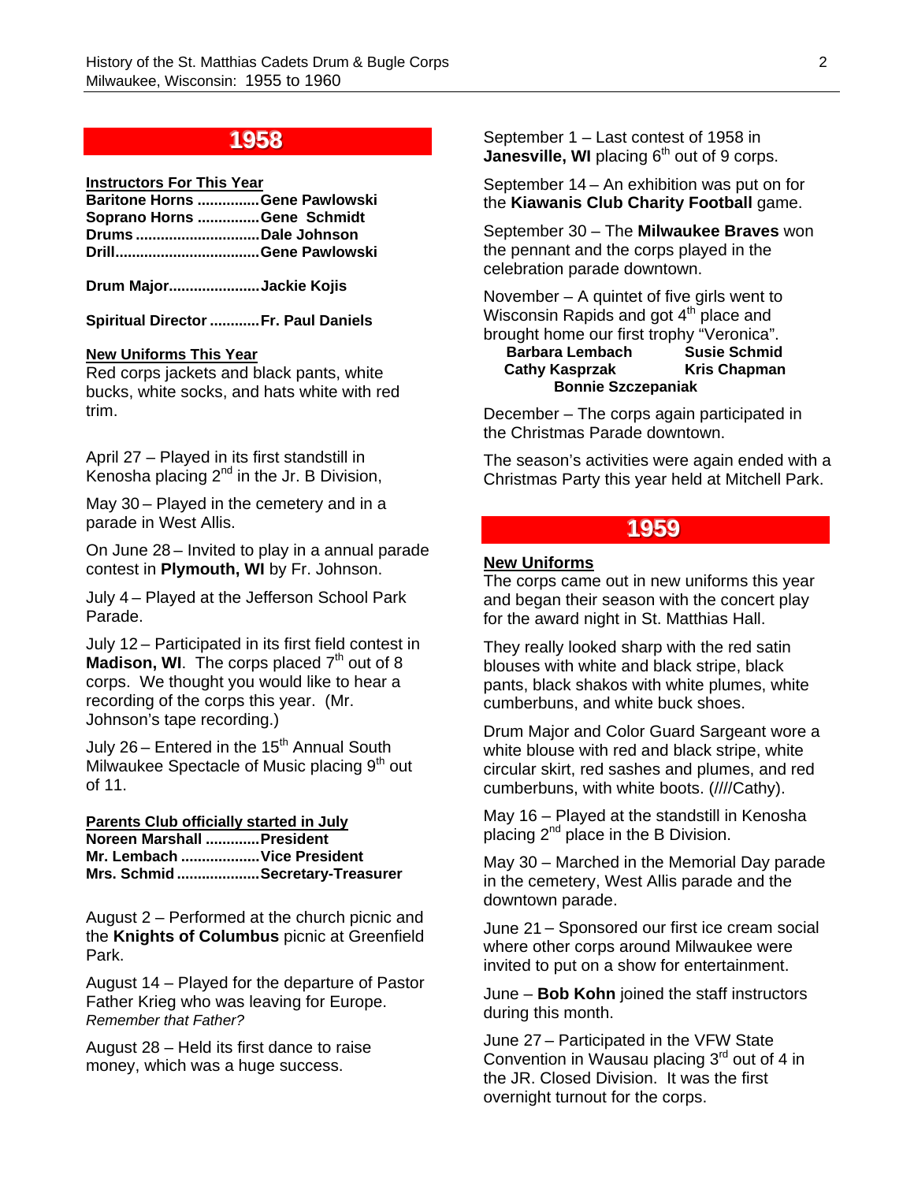## 1958

**Instructors For This Year**
**Baritone Horns ...............Gene Pawlowski**
**Soprano Horns ...............Gene Schmidt**
**Drums ..............................Dale Johnson**
**Drill...................................Gene Pawlowski**

**Drum Major......................Jackie Kojis**

**Spiritual Director ............Fr. Paul Daniels**

**New Uniforms This Year**
Red corps jackets and black pants, white bucks, white socks, and hats white with red trim.

April 27 – Played in its first standstill in Kenosha placing 2nd in the Jr. B Division,

May 30 – Played in the cemetery and in a parade in West Allis.

On June 28 – Invited to play in a annual parade contest in **Plymouth, WI** by Fr. Johnson.

July 4 – Played at the Jefferson School Park Parade.

July 12 – Participated in its first field contest in **Madison, WI**. The corps placed 7th out of 8 corps. We thought you would like to hear a recording of the corps this year. (Mr. Johnson's tape recording.)

July 26 – Entered in the 15th Annual South Milwaukee Spectacle of Music placing 9th out of 11.

**Parents Club officially started in July**
**Noreen Marshall .............President**
**Mr. Lembach ...................Vice President**
**Mrs. Schmid ....................Secretary-Treasurer**

August 2 – Performed at the church picnic and the **Knights of Columbus** picnic at Greenfield Park.

August 14 – Played for the departure of Pastor Father Krieg who was leaving for Europe. *Remember that Father?*

August 28 – Held its first dance to raise money, which was a huge success.

September 1 – Last contest of 1958 in **Janesville, WI** placing 6th out of 9 corps.

September 14 – An exhibition was put on for the **Kiawanis Club Charity Football** game.

September 30 – The **Milwaukee Braves** won the pennant and the corps played in the celebration parade downtown.

November – A quintet of five girls went to Wisconsin Rapids and got 4th place and brought home our first trophy "Veronica".

**Barbara Lembach** **Susie Schmid**
**Cathy Kasprzak** **Kris Chapman**
**Bonnie Szczepaniak**

December – The corps again participated in the Christmas Parade downtown.

The season's activities were again ended with a Christmas Party this year held at Mitchell Park.

## 1959

**New Uniforms**
The corps came out in new uniforms this year and began their season with the concert play for the award night in St. Matthias Hall.

They really looked sharp with the red satin blouses with white and black stripe, black pants, black shakos with white plumes, white cumberbuns, and white buck shoes.

Drum Major and Color Guard Sargeant wore a white blouse with red and black stripe, white circular skirt, red sashes and plumes, and red cumberbuns, with white boots. (////Cathy).

May 16 – Played at the standstill in Kenosha placing 2nd place in the B Division.

May 30 – Marched in the Memorial Day parade in the cemetery, West Allis parade and the downtown parade.

June 21 – Sponsored our first ice cream social where other corps around Milwaukee were invited to put on a show for entertainment.

June – **Bob Kohn** joined the staff instructors during this month.

June 27 – Participated in the VFW State Convention in Wausau placing 3rd out of 4 in the JR. Closed Division. It was the first overnight turnout for the corps.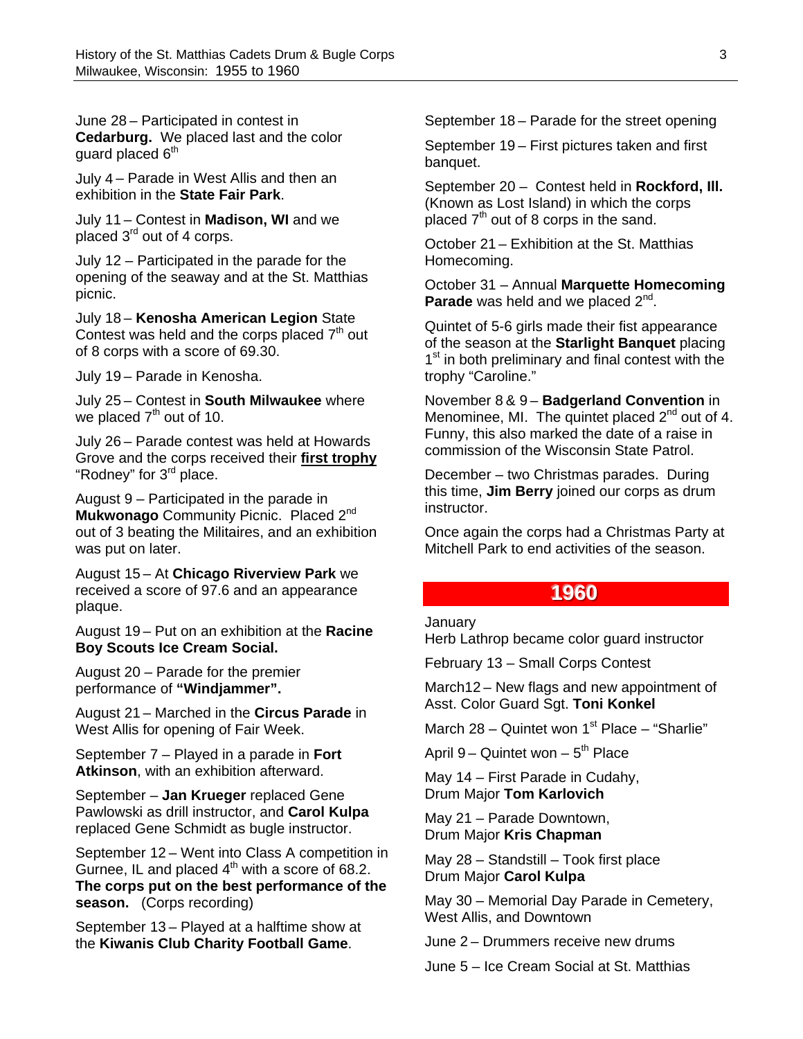June 28 – Participated in contest in **Cedarburg.** We placed last and the color guard placed 6th

July 4 – Parade in West Allis and then an exhibition in the **State Fair Park**.

July 11 – Contest in **Madison, WI** and we placed 3rd out of 4 corps.

July 12 – Participated in the parade for the opening of the seaway and at the St. Matthias picnic.

July 18 – **Kenosha American Legion** State Contest was held and the corps placed 7th out of 8 corps with a score of 69.30.

July 19 – Parade in Kenosha.

July 25 – Contest in **South Milwaukee** where we placed 7th out of 10.

July 26 – Parade contest was held at Howards Grove and the corps received their **first trophy** "Rodney" for 3rd place.

August 9 – Participated in the parade in **Mukwonago** Community Picnic. Placed 2nd out of 3 beating the Militaires, and an exhibition was put on later.

August 15 – At **Chicago Riverview Park** we received a score of 97.6 and an appearance plaque.

August 19 – Put on an exhibition at the **Racine Boy Scouts Ice Cream Social.**

August 20 – Parade for the premier performance of **"Windjammer".**

August 21 – Marched in the **Circus Parade** in West Allis for opening of Fair Week.

September 7 – Played in a parade in **Fort Atkinson**, with an exhibition afterward.

September – **Jan Krueger** replaced Gene Pawlowski as drill instructor, and **Carol Kulpa** replaced Gene Schmidt as bugle instructor.

September 12 – Went into Class A competition in Gurnee, IL and placed 4th with a score of 68.2. **The corps put on the best performance of the season.** (Corps recording)

September 13 – Played at a halftime show at the **Kiwanis Club Charity Football Game**.

September 18 – Parade for the street opening

September 19 – First pictures taken and first banquet.

September 20 – Contest held in **Rockford, Ill.** (Known as Lost Island) in which the corps placed 7th out of 8 corps in the sand.

October 21 – Exhibition at the St. Matthias Homecoming.

October 31 – Annual **Marquette Homecoming Parade** was held and we placed 2nd.

Quintet of 5-6 girls made their fist appearance of the season at the **Starlight Banquet** placing 1st in both preliminary and final contest with the trophy "Caroline."

November 8 & 9 – **Badgerland Convention** in Menominee, MI. The quintet placed 2nd out of 4. Funny, this also marked the date of a raise in commission of the Wisconsin State Patrol.

December – two Christmas parades. During this time, **Jim Berry** joined our corps as drum instructor.

Once again the corps had a Christmas Party at Mitchell Park to end activities of the season.

## 1960

January
Herb Lathrop became color guard instructor

February 13 – Small Corps Contest

March12 – New flags and new appointment of Asst. Color Guard Sgt. **Toni Konkel**

March 28 – Quintet won 1st Place – "Sharlie"

April 9 – Quintet won – 5th Place

May 14 – First Parade in Cudahy,
Drum Major **Tom Karlovich**

May 21 – Parade Downtown,
Drum Major **Kris Chapman**

May 28 – Standstill – Took first place
Drum Major **Carol Kulpa**

May 30 – Memorial Day Parade in Cemetery, West Allis, and Downtown

June 2 – Drummers receive new drums

June 5 – Ice Cream Social at St. Matthias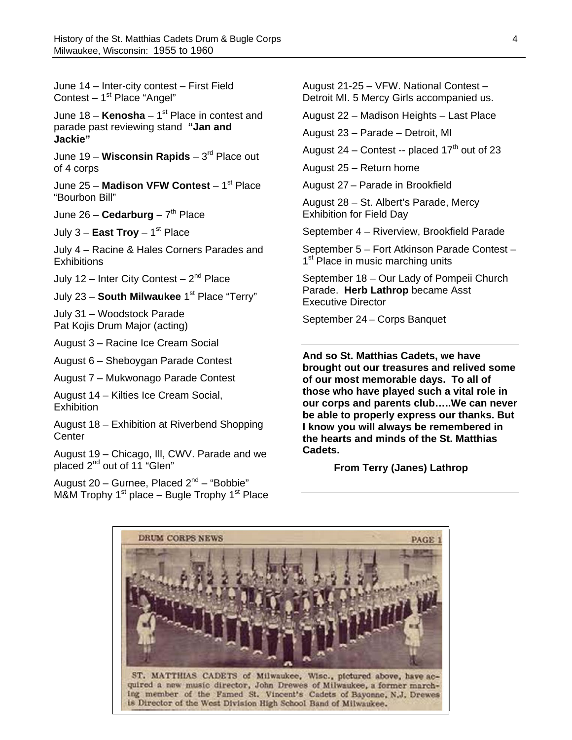June 14 – Inter-city contest – First Field Contest – 1st Place "Angel"

June 18 – **Kenosha** – 1st Place in contest and parade past reviewing stand **"Jan and Jackie"**

June 19 – **Wisconsin Rapids** – 3rd Place out of 4 corps

June 25 – **Madison VFW Contest** – 1st Place "Bourbon Bill"

June 26 – **Cedarburg** – 7th Place

July 3 – **East Troy** – 1st Place

July 4 – Racine & Hales Corners Parades and Exhibitions

July 12 – Inter City Contest – 2nd Place

July 23 – **South Milwaukee** 1st Place "Terry"

July 31 – Woodstock Parade
Pat Kojis Drum Major (acting)

August 3 – Racine Ice Cream Social

August 6 – Sheboygan Parade Contest

August 7 – Mukwonago Parade Contest

August 14 – Kilties Ice Cream Social, Exhibition

August 18 – Exhibition at Riverbend Shopping Center

August 19 – Chicago, Ill, CWV. Parade and we placed 2nd out of 11 "Glen"

August 20 – Gurnee, Placed 2nd – "Bobbie"
M&M Trophy 1st place – Bugle Trophy 1st Place

August 21-25 – VFW. National Contest – Detroit MI. 5 Mercy Girls accompanied us.

August 22 – Madison Heights – Last Place

August 23 – Parade – Detroit, MI

August 24 – Contest -- placed 17th out of 23

August 25 – Return home

August 27 – Parade in Brookfield

August 28 – St. Albert's Parade, Mercy Exhibition for Field Day

September 4 – Riverview, Brookfield Parade

September 5 – Fort Atkinson Parade Contest – 1st Place in music marching units

September 18 – Our Lady of Pompeii Church Parade. **Herb Lathrop** became Asst Executive Director

September 24 – Corps Banquet

---

**And so St. Matthias Cadets, we have brought out our treasures and relived some of our most memorable days. To all of those who have played such a vital role in our corps and parents club…..We can never be able to properly express our thanks. But I know you will always be remembered in the hearts and minds of the St. Matthias Cadets.**

**From Terry (Janes) Lathrop**

---

DRUM CORPS NEWS — PAGE 1

ST. MATTHIAS CADETS of Milwaukee, Wisc., pictured above, have acquired a new music director, John Drewes of Milwaukee, a former marching member of the Famed St. Vincent's Cadets of Bayonne, N.J. Drewes is Director of the West Division High School Band of Milwaukee.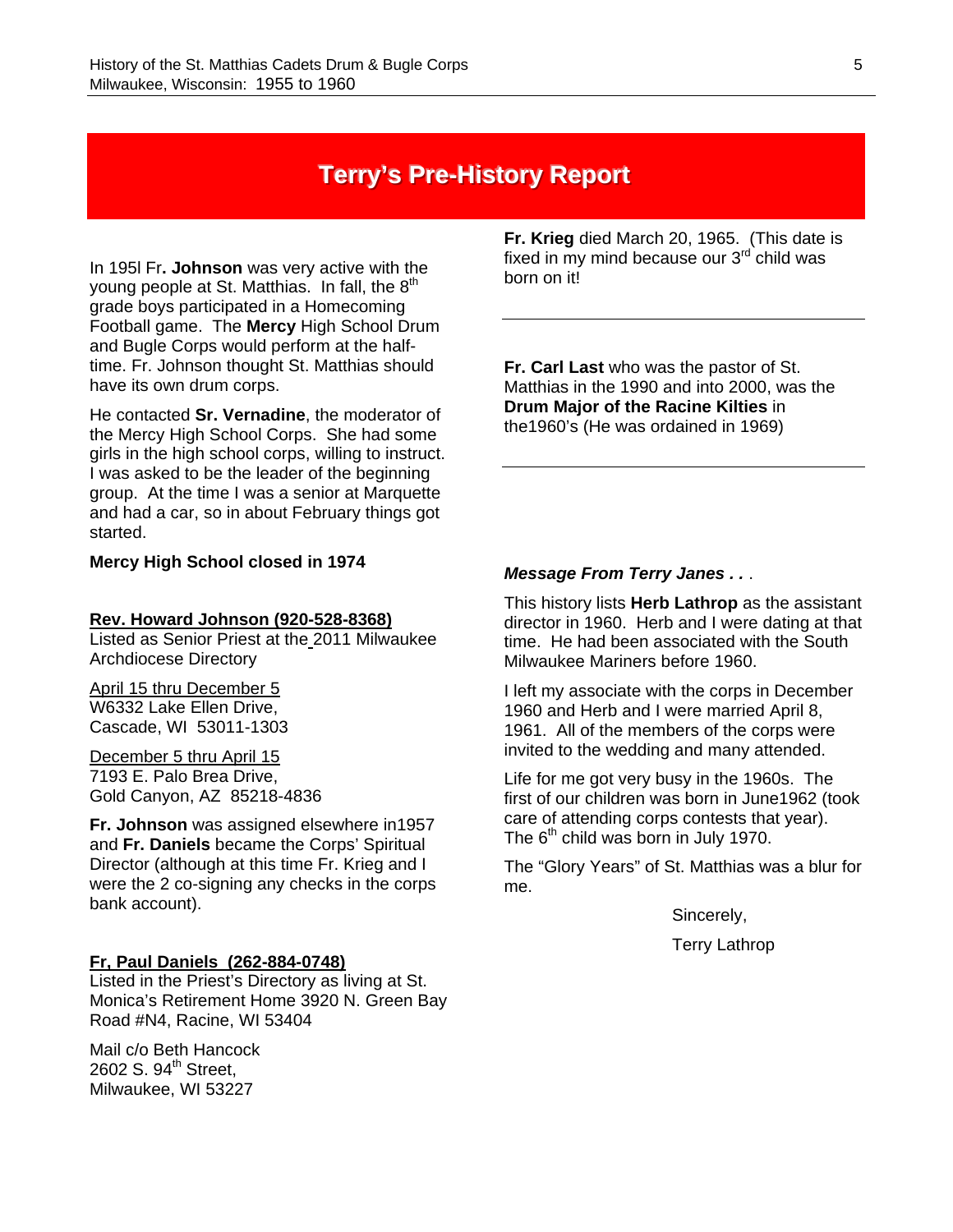# Terry's Pre-History Report

In 195l Fr**. Johnson** was very active with the young people at St. Matthias. In fall, the 8th grade boys participated in a Homecoming Football game. The **Mercy** High School Drum and Bugle Corps would perform at the half-time. Fr. Johnson thought St. Matthias should have its own drum corps.

He contacted **Sr. Vernadine**, the moderator of the Mercy High School Corps. She had some girls in the high school corps, willing to instruct. I was asked to be the leader of the beginning group. At the time I was a senior at Marquette and had a car, so in about February things got started.

**Mercy High School closed in 1974**

**Rev. Howard Johnson (920-528-8368)**
Listed as Senior Priest at the 2011 Milwaukee Archdiocese Directory

April 15 thru December 5
W6332 Lake Ellen Drive,
Cascade, WI 53011-1303

December 5 thru April 15
7193 E. Palo Brea Drive,
Gold Canyon, AZ 85218-4836

**Fr. Johnson** was assigned elsewhere in1957 and **Fr. Daniels** became the Corps' Spiritual Director (although at this time Fr. Krieg and I were the 2 co-signing any checks in the corps bank account).

**Fr, Paul Daniels (262-884-0748)**
Listed in the Priest's Directory as living at St. Monica's Retirement Home 3920 N. Green Bay Road #N4, Racine, WI 53404

Mail c/o Beth Hancock
2602 S. 94th Street,
Milwaukee, WI 53227

**Fr. Krieg** died March 20, 1965. (This date is fixed in my mind because our 3rd child was born on it!)

---

**Fr. Carl Last** who was the pastor of St. Matthias in the 1990 and into 2000, was the **Drum Major of the Racine Kilties** in the1960's (He was ordained in 1969)

---

***Message From Terry Janes . . .***

This history lists **Herb Lathrop** as the assistant director in 1960. Herb and I were dating at that time. He had been associated with the South Milwaukee Mariners before 1960.

I left my associate with the corps in December 1960 and Herb and I were married April 8, 1961. All of the members of the corps were invited to the wedding and many attended.

Life for me got very busy in the 1960s. The first of our children was born in June1962 (took care of attending corps contests that year). The 6th child was born in July 1970.

The "Glory Years" of St. Matthias was a blur for me.

Sincerely,

Terry Lathrop